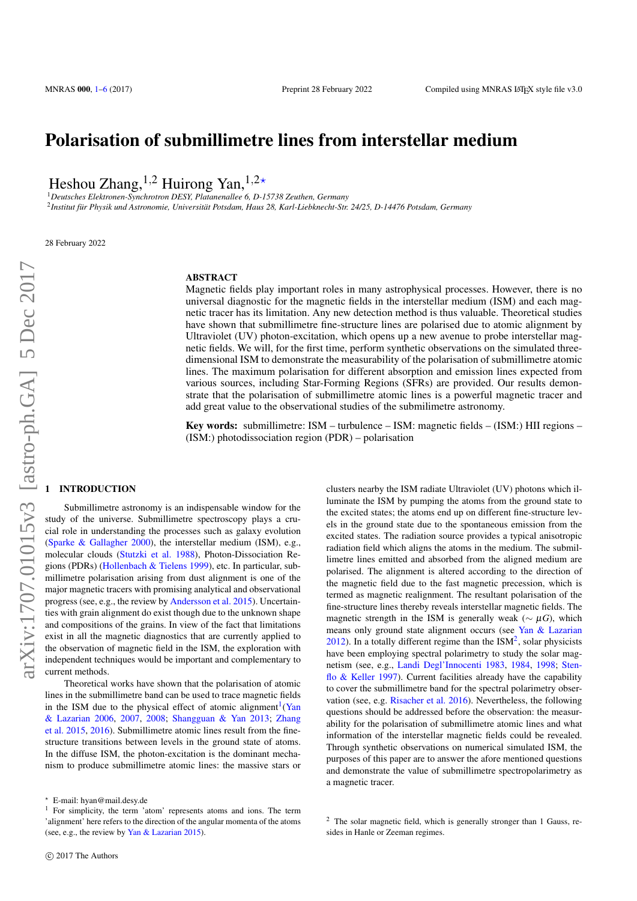# Polarisation of submillimetre lines from interstellar medium

Heshou Zhang,[1,2] Huirong Yan,[1,2★]

[1]*Deutsches Elektronen-Synchrotron DESY, Platanenallee 6, D-15738 Zeuthen, Germany*
[2]*Institut für Physik und Astronomie, Universität Potsdam, Haus 28, Karl-Liebknecht-Str. 24/25, D-14476 Potsdam, Germany*

28 February 2022

## ABSTRACT

Magnetic fields play important roles in many astrophysical processes. However, there is no universal diagnostic for the magnetic fields in the interstellar medium (ISM) and each magnetic tracer has its limitation. Any new detection method is thus valuable. Theoretical studies have shown that submillimetre fine-structure lines are polarised due to atomic alignment by Ultraviolet (UV) photon-excitation, which opens up a new avenue to probe interstellar magnetic fields. We will, for the first time, perform synthetic observations on the simulated three-dimensional ISM to demonstrate the measurability of the polarisation of submillimetre atomic lines. The maximum polarisation for different absorption and emission lines expected from various sources, including Star-Forming Regions (SFRs) are provided. Our results demonstrate that the polarisation of submillimetre atomic lines is a powerful magnetic tracer and add great value to the observational studies of the submilimetre astronomy.

**Key words:** submillimetre: ISM – turbulence – ISM: magnetic fields – (ISM:) HII regions – (ISM:) photodissociation region (PDR) – polarisation

## 1 INTRODUCTION

Submillimetre astronomy is an indispensable window for the study of the universe. Submillimetre spectroscopy plays a crucial role in understanding the processes such as galaxy evolution (Sparke & Gallagher 2000), the interstellar medium (ISM), e.g., molecular clouds (Stutzki et al. 1988), Photon-Dissociation Regions (PDRs) (Hollenbach & Tielens 1999), etc. In particular, submillimetre polarisation arising from dust alignment is one of the major magnetic tracers with promising analytical and observational progress (see, e.g., the review by Andersson et al. 2015). Uncertainties with grain alignment do exist though due to the unknown shape and compositions of the grains. In view of the fact that limitations exist in all the magnetic diagnostics that are currently applied to the observation of magnetic field in the ISM, the exploration with independent techniques would be important and complementary to current methods.

Theoretical works have shown that the polarisation of atomic lines in the submillimetre band can be used to trace magnetic fields in the ISM due to the physical effect of atomic alignment[1](Yan & Lazarian 2006, 2007, 2008; Shangguan & Yan 2013; Zhang et al. 2015, 2016). Submillimetre atomic lines result from the fine-structure transitions between levels in the ground state of atoms. In the diffuse ISM, the photon-excitation is the dominant mechanism to produce submillimetre atomic lines: the massive stars or clusters nearby the ISM radiate Ultraviolet (UV) photons which illuminate the ISM by pumping the atoms from the ground state to the excited states; the atoms end up on different fine-structure levels in the ground state due to the spontaneous emission from the excited states. The radiation source provides a typical anisotropic radiation field which aligns the atoms in the medium. The submillimetre lines emitted and absorbed from the aligned medium are polarised. The alignment is altered according to the direction of the magnetic field due to the fast magnetic precession, which is termed as magnetic realignment. The resultant polarisation of the fine-structure lines thereby reveals interstellar magnetic fields. The magnetic strength in the ISM is generally weak ($\sim \mu G$), which means only ground state alignment occurs (see Yan & Lazarian 2012). In a totally different regime than the ISM[2], solar physicists have been employing spectral polarimetry to study the solar magnetism (see, e.g., Landi Degl'Innocenti 1983, 1984, 1998; Stenflo & Keller 1997). Current facilities already have the capability to cover the submillimetre band for the spectral polarimetry observation (see, e.g. Risacher et al. 2016). Nevertheless, the following questions should be addressed before the observation: the measurability for the polarisation of submillimetre atomic lines and what information of the interstellar magnetic fields could be revealed. Through synthetic observations on numerical simulated ISM, the purposes of this paper are to answer the afore mentioned questions and demonstrate the value of submillimetre spectropolarimetry as a magnetic tracer.

★ E-mail: hyan@mail.desy.de

[1] For simplicity, the term 'atom' represents atoms and ions. The term 'alignment' here refers to the direction of the angular momenta of the atoms (see, e.g., the review by Yan & Lazarian 2015).

[2] The solar magnetic field, which is generally stronger than 1 Gauss, resides in Hanle or Zeeman regimes.

© 2017 The Authors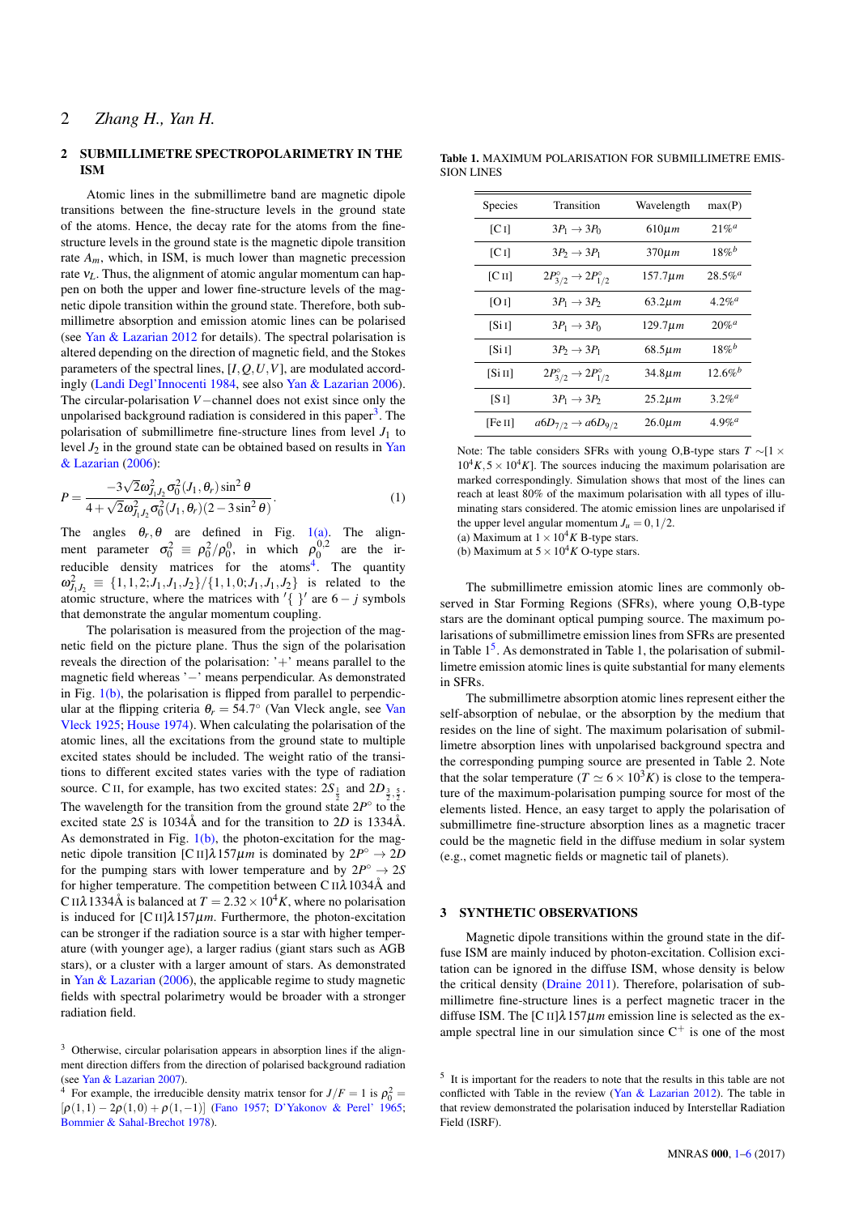## 2 SUBMILLIMETRE SPECTROPOLARIMETRY IN THE ISM

Atomic lines in the submillimetre band are magnetic dipole transitions between the fine-structure levels in the ground state of the atoms. Hence, the decay rate for the atoms from the fine-structure levels in the ground state is the magnetic dipole transition rate $A_m$, which, in ISM, is much lower than magnetic precession rate $\nu_L$. Thus, the alignment of atomic angular momentum can happen on both the upper and lower fine-structure levels of the magnetic dipole transition within the ground state. Therefore, both submillimetre absorption and emission atomic lines can be polarised (see Yan & Lazarian 2012 for details). The spectral polarisation is altered depending on the direction of magnetic field, and the Stokes parameters of the spectral lines, $[I, Q, U, V]$, are modulated accordingly (Landi Degl'Innocenti 1984, see also Yan & Lazarian 2006). The circular-polarisation $V-$channel does not exist since only the unpolarised background radiation is considered in this paper[3]. The polarisation of submillimetre fine-structure lines from level $J_1$ to level $J_2$ in the ground state can be obtained based on results in Yan & Lazarian (2006):

$$P = \frac{-3\sqrt{2}\omega^2_{J_1J_2}\sigma^2_0(J_1,\theta_r)\sin^2\theta}{4+\sqrt{2}\omega^2_{J_1J_2}\sigma^2_0(J_1,\theta_r)(2-3\sin^2\theta)}. \quad (1)$$

The angles $\theta_r, \theta$ are defined in Fig. 1(a). The alignment parameter $\sigma^2_0 \equiv \rho^2_0/\rho^0_0$, in which $\rho^{0,2}_0$ are the irreducible density matrices for the atoms[4]. The quantity $\omega^2_{J_1J_2} \equiv \{1,1,2;J_1,J_1,J_2\}/\{1,1,0;J_1,J_1,J_2\}$ is related to the atomic structure, where the matrices with $'\{\ \}'$ are $6-j$ symbols that demonstrate the angular momentum coupling.

The polarisation is measured from the projection of the magnetic field on the picture plane. Thus the sign of the polarisation reveals the direction of the polarisation: '+' means parallel to the magnetic field whereas '−' means perpendicular. As demonstrated in Fig. 1(b), the polarisation is flipped from parallel to perpendicular at the flipping criteria $\theta_r = 54.7^\circ$ (Van Vleck angle, see Van Vleck 1925; House 1974). When calculating the polarisation of the atomic lines, all the excitations from the ground state to multiple excited states should be included. The weight ratio of the transitions to different excited states varies with the type of radiation source. C II, for example, has two excited states: $2S_{\frac{1}{2}}$ and $2D_{\frac{3}{2},\frac{5}{2}}$. The wavelength for the transition from the ground state $2P^\circ$ to the excited state $2S$ is 1034Å and for the transition to $2D$ is 1334Å. As demonstrated in Fig. 1(b), the photon-excitation for the magnetic dipole transition [C II]$\lambda 157\mu m$ is dominated by $2P^\circ \rightarrow 2D$ for the pumping stars with lower temperature and by $2P^\circ \rightarrow 2S$ for higher temperature. The competition between C II$\lambda$1034Å and C II$\lambda$1334Å is balanced at $T = 2.32\times10^4K$, where no polarisation is induced for [C II]$\lambda 157\mu m$. Furthermore, the photon-excitation can be stronger if the radiation source is a star with higher temperature (with younger age), a larger radius (giant stars such as AGB stars), or a cluster with a larger amount of stars. As demonstrated in Yan & Lazarian (2006), the applicable regime to study magnetic fields with spectral polarimetry would be broader with a stronger radiation field.

[3] Otherwise, circular polarisation appears in absorption lines if the alignment direction differs from the direction of polarised background radiation (see Yan & Lazarian 2007).

[4] For example, the irreducible density matrix tensor for $J/F = 1$ is $\rho^2_0 = [\rho(1,1) - 2\rho(1,0) + \rho(1,-1)]$ (Fano 1957; D'Yakonov & Perel' 1965; Bommier & Sahal-Brechot 1978).

**Table 1.** MAXIMUM POLARISATION FOR SUBMILLIMETRE EMISSION LINES

| Species | Transition | Wavelength | max(P) |
|---|---|---|---|
| [C I] | $3P_1 \rightarrow 3P_0$ | $610\mu m$ | $21\%^a$ |
| [C I] | $3P_2 \rightarrow 3P_1$ | $370\mu m$ | $18\%^b$ |
| [C II] | $2P^\circ_{3/2} \rightarrow 2P^\circ_{1/2}$ | $157.7\mu m$ | $28.5\%^a$ |
| [O I] | $3P_1 \rightarrow 3P_2$ | $63.2\mu m$ | $4.2\%^a$ |
| [Si I] | $3P_1 \rightarrow 3P_0$ | $129.7\mu m$ | $20\%^a$ |
| [Si I] | $3P_2 \rightarrow 3P_1$ | $68.5\mu m$ | $18\%^b$ |
| [Si II] | $2P^\circ_{3/2} \rightarrow 2P^\circ_{1/2}$ | $34.8\mu m$ | $12.6\%^b$ |
| [S I] | $3P_1 \rightarrow 3P_2$ | $25.2\mu m$ | $3.2\%^a$ |
| [Fe II] | $a6D_{7/2} \rightarrow a6D_{9/2}$ | $26.0\mu m$ | $4.9\%^a$ |

Note: The table considers SFRs with young O,B-type stars $T \sim [1\times10^4K, 5\times10^4K]$. The sources inducing the maximum polarisation are marked correspondingly. Simulation shows that most of the lines can reach at least 80% of the maximum polarisation with all types of illuminating stars considered. The atomic emission lines are unpolarised if the upper level angular momentum $J_u = 0, 1/2$.
(a) Maximum at $1\times10^4K$ B-type stars.
(b) Maximum at $5\times10^4K$ O-type stars.

The submillimetre emission atomic lines are commonly observed in Star Forming Regions (SFRs), where young O,B-type stars are the dominant optical pumping source. The maximum polarisations of submillimetre emission lines from SFRs are presented in Table 1[5]. As demonstrated in Table 1, the polarisation of submillimetre emission atomic lines is quite substantial for many elements in SFRs.

The submillimetre absorption atomic lines represent either the self-absorption of nebulae, or the absorption by the medium that resides on the line of sight. The maximum polarisation of submillimetre absorption lines with unpolarised background spectra and the corresponding pumping source are presented in Table 2. Note that the solar temperature ($T \simeq 6\times10^3K$) is close to the temperature of the maximum-polarisation pumping source for most of the elements listed. Hence, an easy target to apply the polarisation of submillimetre fine-structure absorption lines as a magnetic tracer could be the magnetic field in the diffuse medium in solar system (e.g., comet magnetic fields or magnetic tail of planets).

## 3 SYNTHETIC OBSERVATIONS

Magnetic dipole transitions within the ground state in the diffuse ISM are mainly induced by photon-excitation. Collision excitation can be ignored in the diffuse ISM, whose density is below the critical density (Draine 2011). Therefore, polarisation of submillimetre fine-structure lines is a perfect magnetic tracer in the diffuse ISM. The [C II]$\lambda 157\mu m$ emission line is selected as the example spectral line in our simulation since $C^+$ is one of the most

[5] It is important for the readers to note that the results in this table are not conflicted with Table in the review (Yan & Lazarian 2012). The table in that review demonstrated the polarisation induced by Interstellar Radiation Field (ISRF).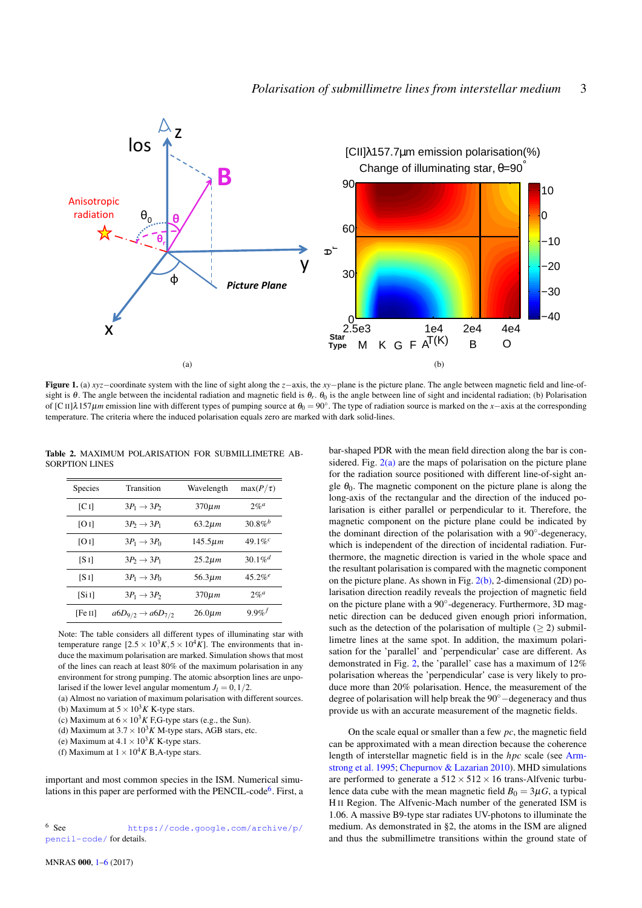Figure 1. (a) $xyz-$coordinate system with the line of sight along the $z-$axis, the $xy-$plane is the picture plane. The angle between magnetic field and line-of-sight is $\theta$. The angle between the incidental radiation and magnetic field is $\theta_r$. $\theta_0$ is the angle between line of sight and incidental radiation; (b) Polarisation of [C II]$\lambda 157\mu m$ emission line with different types of pumping source at $\theta_0 = 90^\circ$. The type of radiation source is marked on the $x-$axis at the corresponding temperature. The criteria where the induced polarisation equals zero are marked with dark solid-lines.

**Table 2.** MAXIMUM POLARISATION FOR SUBMILLIMETRE ABSORPTION LINES

| Species | Transition | Wavelength | max($P/\tau$) |
|---|---|---|---|
| [C I] | $3P_1 \rightarrow 3P_2$ | $370\mu m$ | $2\%^a$ |
| [O I] | $3P_2 \rightarrow 3P_1$ | $63.2\mu m$ | $30.8\%^b$ |
| [O I] | $3P_1 \rightarrow 3P_0$ | $145.5\mu m$ | $49.1\%^c$ |
| [S I] | $3P_2 \rightarrow 3P_1$ | $25.2\mu m$ | $30.1\%^d$ |
| [S I] | $3P_1 \rightarrow 3P_0$ | $56.3\mu m$ | $45.2\%^e$ |
| [Si I] | $3P_1 \rightarrow 3P_2$ | $370\mu m$ | $2\%^a$ |
| [Fe II] | $a6D_{9/2} \rightarrow a6D_{7/2}$ | $26.0\mu m$ | $9.9\%^f$ |

Note: The table considers all different types of illuminating star with temperature range $[2.5 \times 10^3 K, 5 \times 10^4 K]$. The environments that induce the maximum polarisation are marked. Simulation shows that most of the lines can reach at least 80% of the maximum polarisation in any environment for strong pumping. The atomic absorption lines are unpolarised if the lower level angular momentum $J_l = 0, 1/2$.
(a) Almost no variation of maximum polarisation with different sources.
(b) Maximum at $5 \times 10^3 K$ K-type stars.
(c) Maximum at $6 \times 10^3 K$ F,G-type stars (e.g., the Sun).
(d) Maximum at $3.7 \times 10^3 K$ M-type stars, AGB stars, etc.
(e) Maximum at $4.1 \times 10^3 K$ K-type stars.
(f) Maximum at $1 \times 10^4 K$ B,A-type stars.

important and most common species in the ISM. Numerical simulations in this paper are performed with the PENCIL-code[6]. First, a bar-shaped PDR with the mean field direction along the bar is considered. Fig. 2(a) are the maps of polarisation on the picture plane for the radiation source positioned with different line-of-sight angle $\theta_0$. The magnetic component on the picture plane is along the long-axis of the rectangular and the direction of the induced polarisation is either parallel or perpendicular to it. Therefore, the magnetic component on the picture plane could be indicated by the dominant direction of the polarisation with a $90^\circ$-degeneracy, which is independent of the direction of incidental radiation. Furthermore, the magnetic direction is varied in the whole space and the resultant polarisation is compared with the magnetic component on the picture plane. As shown in Fig. 2(b), 2-dimensional (2D) polarisation direction readily reveals the projection of magnetic field on the picture plane with a $90^\circ$-degeneracy. Furthermore, 3D magnetic direction can be deduced given enough priori information, such as the detection of the polarisation of multiple ($\geq 2$) submillimetre lines at the same spot. In addition, the maximum polarisation for the 'parallel' and 'perpendicular' case are different. As demonstrated in Fig. 2, the 'parallel' case has a maximum of 12% polarisation whereas the 'perpendicular' case is very likely to produce more than 20% polarisation. Hence, the measurement of the degree of polarisation will help break the $90^\circ-$degeneracy and thus provide us with an accurate measurement of the magnetic fields.

On the scale equal or smaller than a few *pc*, the magnetic field can be approximated with a mean direction because the coherence length of interstellar magnetic field is in the *hpc* scale (see Armstrong et al. 1995; Chepurnov & Lazarian 2010). MHD simulations are performed to generate a $512 \times 512 \times 16$ trans-Alfvenic turbulence data cube with the mean magnetic field $B_0 = 3\mu G$, a typical H II Region. The Alfvenic-Mach number of the generated ISM is 1.06. A massive B9-type star radiates UV-photons to illuminate the medium. As demonstrated in §2, the atoms in the ISM are aligned and thus the submillimetre transitions within the ground state of

[6] See https://code.google.com/archive/p/pencil-code/ for details.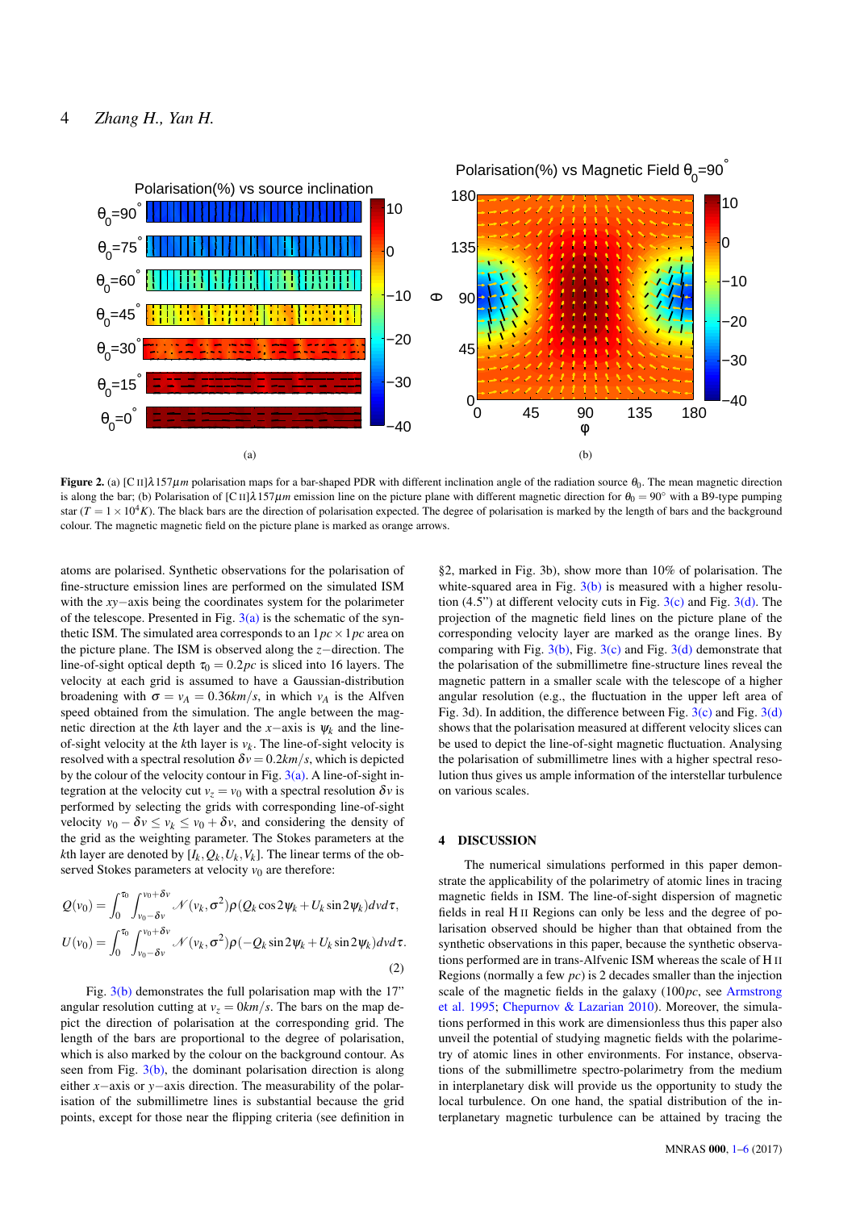Figure 2. (a) [C II]$\lambda 157\mu m$ polarisation maps for a bar-shaped PDR with different inclination angle of the radiation source $\theta_0$. The mean magnetic direction is along the bar; (b) Polarisation of [C II]$\lambda 157\mu m$ emission line on the picture plane with different magnetic direction for $\theta_0 = 90°$ with a B9-type pumping star ($T = 1\times 10^4 K$). The black bars are the direction of polarisation expected. The degree of polarisation is marked by the length of bars and the background colour. The magnetic magnetic field on the picture plane is marked as orange arrows.

atoms are polarised. Synthetic observations for the polarisation of fine-structure emission lines are performed on the simulated ISM with the $xy-$axis being the coordinates system for the polarimeter of the telescope. Presented in Fig. 3(a) is the schematic of the synthetic ISM. The simulated area corresponds to an $1pc \times 1pc$ area on the picture plane. The ISM is observed along the $z-$direction. The line-of-sight optical depth $\tau_0 = 0.2pc$ is sliced into 16 layers. The velocity at each grid is assumed to have a Gaussian-distribution broadening with $\sigma = v_A = 0.36 km/s$, in which $v_A$ is the Alfven speed obtained from the simulation. The angle between the magnetic direction at the $k$th layer and the $x-$axis is $\psi_k$ and the line-of-sight velocity at the $k$th layer is $v_k$. The line-of-sight velocity is resolved with a spectral resolution $\delta v = 0.2 km/s$, which is depicted by the colour of the velocity contour in Fig. 3(a). A line-of-sight integration at the velocity cut $v_z = v_0$ with a spectral resolution $\delta v$ is performed by selecting the grids with corresponding line-of-sight velocity $v_0 - \delta v \leq v_k \leq v_0 + \delta v$, and considering the density of the grid as the weighting parameter. The Stokes parameters at the $k$th layer are denoted by $[I_k, Q_k, U_k, V_k]$. The linear terms of the observed Stokes parameters at velocity $v_0$ are therefore:

$$
\begin{aligned}
Q(v_0) &= \int_0^{\tau_0}\int_{v_0-\delta v}^{v_0+\delta v} \mathscr{N}(v_k,\sigma^2)\rho(Q_k\cos 2\psi_k + U_k \sin 2\psi_k) dv d\tau, \\
U(v_0) &= \int_0^{\tau_0}\int_{v_0-\delta v}^{v_0+\delta v} \mathscr{N}(v_k,\sigma^2)\rho(-Q_k\sin 2\psi_k + U_k \sin 2\psi_k) dv d\tau.
\end{aligned} \tag{2}
$$

Fig. 3(b) demonstrates the full polarisation map with the 17” angular resolution cutting at $v_z = 0 km/s$. The bars on the map depict the direction of polarisation at the corresponding grid. The length of the bars are proportional to the degree of polarisation, which is also marked by the colour on the background contour. As seen from Fig. 3(b), the dominant polarisation direction is along either $x-$axis or $y-$axis direction. The measurability of the polarisation of the submillimetre lines is substantial because the grid points, except for those near the flipping criteria (see definition in §2, marked in Fig. 3b), show more than 10% of polarisation. The white-squared area in Fig. 3(b) is measured with a higher resolution (4.5”) at different velocity cuts in Fig. 3(c) and Fig. 3(d). The projection of the magnetic field lines on the picture plane of the corresponding velocity layer are marked as the orange lines. By comparing with Fig. 3(b), Fig. 3(c) and Fig. 3(d) demonstrate that the polarisation of the submillimetre fine-structure lines reveal the magnetic pattern in a smaller scale with the telescope of a higher angular resolution (e.g., the fluctuation in the upper left area of Fig. 3d). In addition, the difference between Fig. 3(c) and Fig. 3(d) shows that the polarisation measured at different velocity slices can be used to depict the line-of-sight magnetic fluctuation. Analysing the polarisation of submillimetre lines with a higher spectral resolution thus gives us ample information of the interstellar turbulence on various scales.

## 4 DISCUSSION

The numerical simulations performed in this paper demonstrate the applicability of the polarimetry of atomic lines in tracing magnetic fields in ISM. The line-of-sight dispersion of magnetic fields in real H II Regions can only be less and the degree of polarisation observed should be higher than that obtained from the synthetic observations in this paper, because the synthetic observations performed are in trans-Alfvenic ISM whereas the scale of H II Regions (normally a few $pc$) is 2 decades smaller than the injection scale of the magnetic fields in the galaxy ($100pc$, see Armstrong et al. 1995; Chepurnov & Lazarian 2010). Moreover, the simulations performed in this work are dimensionless thus this paper also unveil the potential of studying magnetic fields with the polarimetry of atomic lines in other environments. For instance, observations of the submillimetre spectro-polarimetry from the medium in interplanetary disk will provide us the opportunity to study the local turbulence. On one hand, the spatial distribution of the interplanetary magnetic turbulence can be attained by tracing the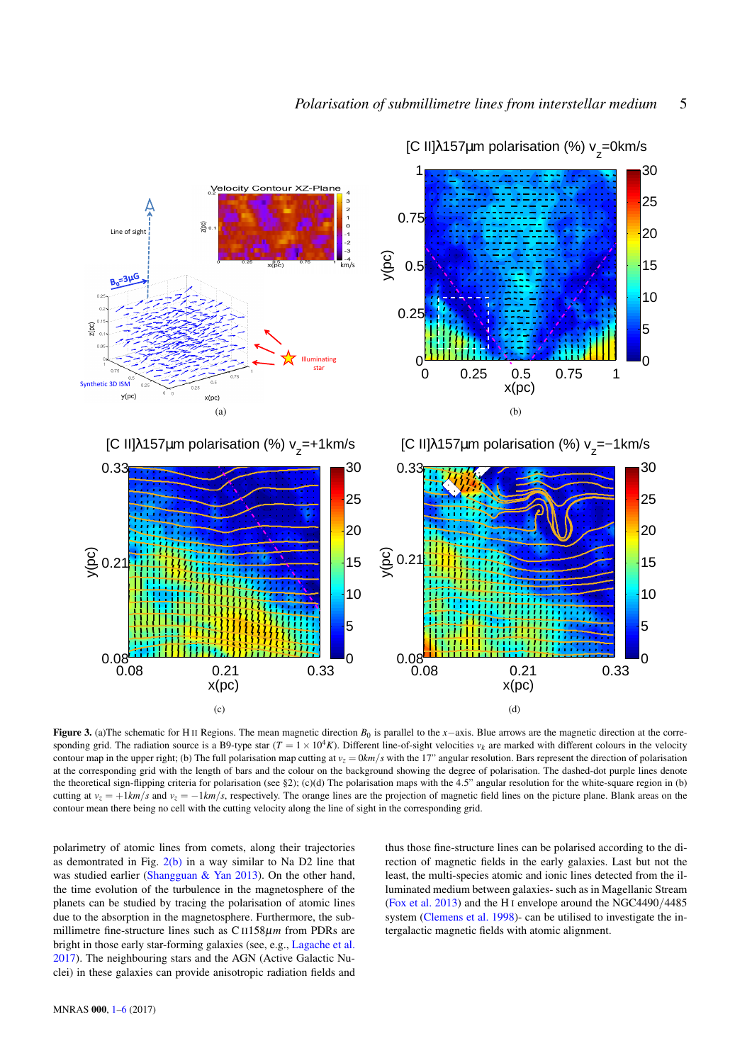**Figure 3.** (a)The schematic for H II Regions. The mean magnetic direction $B_0$ is parallel to the $x$−axis. Blue arrows are the magnetic direction at the corresponding grid. The radiation source is a B9-type star ($T = 1 \times 10^4 K$). Different line-of-sight velocities $v_k$ are marked with different colours in the velocity contour map in the upper right; (b) The full polarisation map cutting at $v_z = 0km/s$ with the 17" angular resolution. Bars represent the direction of polarisation at the corresponding grid with the length of bars and the colour on the background showing the degree of polarisation. The dashed-dot purple lines denote the theoretical sign-flipping criteria for polarisation (see §2); (c)(d) The polarisation maps with the 4.5" angular resolution for the white-square region in (b) cutting at $v_z = +1km/s$ and $v_z = -1km/s$, respectively. The orange lines are the projection of magnetic field lines on the picture plane. Blank areas on the contour mean there being no cell with the cutting velocity along the line of sight in the corresponding grid.

polarimetry of atomic lines from comets, along their trajectories as demonstrated in Fig. 2(b) in a way similar to Na D2 line that was studied earlier (Shangguan & Yan 2013). On the other hand, the time evolution of the turbulence in the magnetosphere of the planets can be studied by tracing the polarisation of atomic lines due to the absorption in the magnetosphere. Furthermore, the submillimetre fine-structure lines such as C II158$\mu m$ from PDRs are bright in those early star-forming galaxies (see, e.g., Lagache et al. 2017). The neighbouring stars and the AGN (Active Galactic Nuclei) in these galaxies can provide anisotropic radiation fields and thus those fine-structure lines can be polarised according to the direction of magnetic fields in the early galaxies. Last but not the least, the multi-species atomic and ionic lines detected from the illuminated medium between galaxies- such as in Magellanic Stream (Fox et al. 2013) and the H I envelope around the NGC4490/4485 system (Clemens et al. 1998)- can be utilised to investigate the intergalactic magnetic fields with atomic alignment.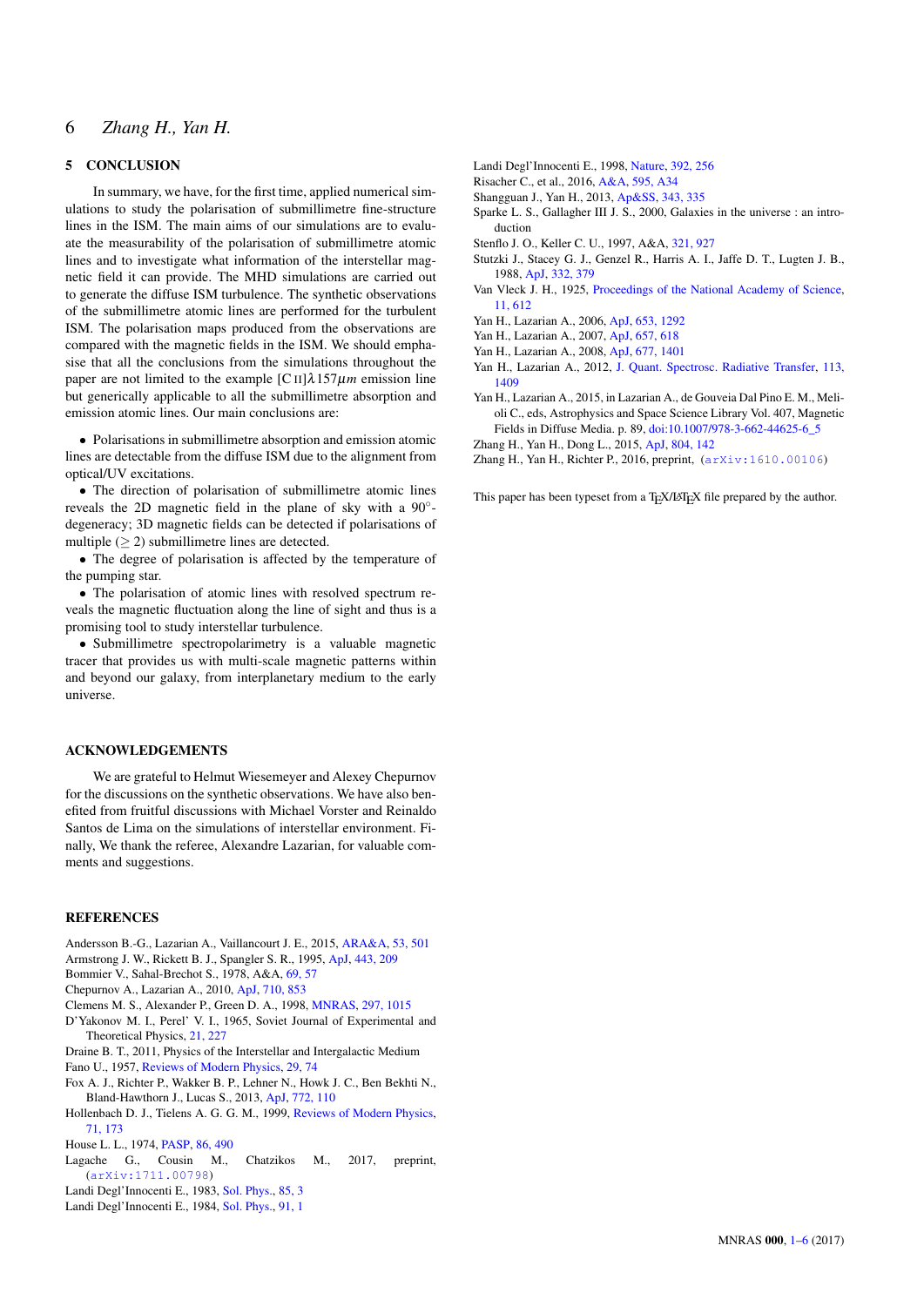## 5 CONCLUSION

In summary, we have, for the first time, applied numerical simulations to study the polarisation of submillimetre fine-structure lines in the ISM. The main aims of our simulations are to evaluate the measurability of the polarisation of submillimetre atomic lines and to investigate what information of the interstellar magnetic field it can provide. The MHD simulations are carried out to generate the diffuse ISM turbulence. The synthetic observations of the submillimetre atomic lines are performed for the turbulent ISM. The polarisation maps produced from the observations are compared with the magnetic fields in the ISM. We should emphasise that all the conclusions from the simulations throughout the paper are not limited to the example [C II]$\lambda 157\mu m$ emission line but generically applicable to all the submillimetre absorption and emission atomic lines. Our main conclusions are:

- Polarisations in submillimetre absorption and emission atomic lines are detectable from the diffuse ISM due to the alignment from optical/UV excitations.
- The direction of polarisation of submillimetre atomic lines reveals the 2D magnetic field in the plane of sky with a 90°-degeneracy; 3D magnetic fields can be detected if polarisations of multiple ($\geq 2$) submillimetre lines are detected.
- The degree of polarisation is affected by the temperature of the pumping star.
- The polarisation of atomic lines with resolved spectrum reveals the magnetic fluctuation along the line of sight and thus is a promising tool to study interstellar turbulence.
- Submillimetre spectropolarimetry is a valuable magnetic tracer that provides us with multi-scale magnetic patterns within and beyond our galaxy, from interplanetary medium to the early universe.

## ACKNOWLEDGEMENTS

We are grateful to Helmut Wiesemeyer and Alexey Chepurnov for the discussions on the synthetic observations. We have also benefited from fruitful discussions with Michael Vorster and Reinaldo Santos de Lima on the simulations of interstellar environment. Finally, We thank the referee, Alexandre Lazarian, for valuable comments and suggestions.

## REFERENCES

Andersson B.-G., Lazarian A., Vaillancourt J. E., 2015, ARA&A, 53, 501
Armstrong J. W., Rickett B. J., Spangler S. R., 1995, ApJ, 443, 209
Bommier V., Sahal-Brechot S., 1978, A&A, 69, 57
Chepurnov A., Lazarian A., 2010, ApJ, 710, 853
Clemens M. S., Alexander P., Green D. A., 1998, MNRAS, 297, 1015
D'Yakonov M. I., Perel' V. I., 1965, Soviet Journal of Experimental and Theoretical Physics, 21, 227
Draine B. T., 2011, Physics of the Interstellar and Intergalactic Medium
Fano U., 1957, Reviews of Modern Physics, 29, 74
Fox A. J., Richter P., Wakker B. P., Lehner N., Howk J. C., Ben Bekhti N., Bland-Hawthorn J., Lucas S., 2013, ApJ, 772, 110
Hollenbach D. J., Tielens A. G. G. M., 1999, Reviews of Modern Physics, 71, 173
House L. L., 1974, PASP, 86, 490
Lagache G., Cousin M., Chatzikos M., 2017, preprint, (arXiv:1711.00798)
Landi Degl'Innocenti E., 1983, Sol. Phys., 85, 3
Landi Degl'Innocenti E., 1984, Sol. Phys., 91, 1
Landi Degl'Innocenti E., 1998, Nature, 392, 256
Risacher C., et al., 2016, A&A, 595, A34
Shangguan J., Yan H., 2013, Ap&SS, 343, 335
Sparke L. S., Gallagher III J. S., 2000, Galaxies in the universe : an introduction
Stenflo J. O., Keller C. U., 1997, A&A, 321, 927
Stutzki J., Stacey G. J., Genzel R., Harris A. I., Jaffe D. T., Lugten J. B., 1988, ApJ, 332, 379
Van Vleck J. H., 1925, Proceedings of the National Academy of Science, 11, 612
Yan H., Lazarian A., 2006, ApJ, 653, 1292
Yan H., Lazarian A., 2007, ApJ, 657, 618
Yan H., Lazarian A., 2008, ApJ, 677, 1401
Yan H., Lazarian A., 2012, J. Quant. Spectrosc. Radiative Transfer, 113, 1409
Yan H., Lazarian A., 2015, in Lazarian A., de Gouveia Dal Pino E. M., Melioli C., eds, Astrophysics and Space Science Library Vol. 407, Magnetic Fields in Diffuse Media. p. 89, doi:10.1007/978-3-662-44625-6_5
Zhang H., Yan H., Dong L., 2015, ApJ, 804, 142
Zhang H., Yan H., Richter P., 2016, preprint, (arXiv:1610.00106)

This paper has been typeset from a TEX/LATEX file prepared by the author.